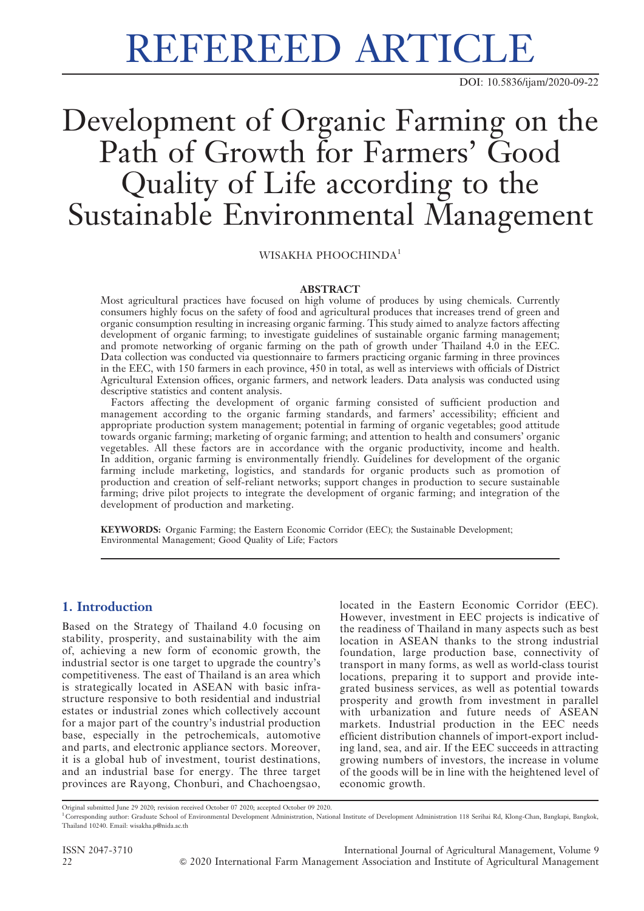REFEREED ARTICLE

DOI: 10.5836/ijam/2020-09-22

# Development of Organic Farming on the Path of Growth for Farmers' Good Quality of Life according to the Sustainable Environmental Management

WISAKHA PHOOCHINDA[1]

## ABSTRACT

Most agricultural practices have focused on high volume of produces by using chemicals. Currently consumers highly focus on the safety of food and agricultural produces that increases trend of green and organic consumption resulting in increasing organic farming. This study aimed to analyze factors affecting development of organic farming; to investigate guidelines of sustainable organic farming management; and promote networking of organic farming on the path of growth under Thailand 4.0 in the EEC. Data collection was conducted via questionnaire to farmers practicing organic farming in three provinces in the EEC, with 150 farmers in each province, 450 in total, as well as interviews with officials of District Agricultural Extension offices, organic farmers, and network leaders. Data analysis was conducted using descriptive statistics and content analysis.

Factors affecting the development of organic farming consisted of sufficient production and management according to the organic farming standards, and farmers' accessibility; efficient and appropriate production system management; potential in farming of organic vegetables; good attitude towards organic farming; marketing of organic farming; and attention to health and consumers' organic vegetables. All these factors are in accordance with the organic productivity, income and health. In addition, organic farming is environmentally friendly. Guidelines for development of the organic farming include marketing, logistics, and standards for organic products such as promotion of production and creation of self-reliant networks; support changes in production to secure sustainable farming; drive pilot projects to integrate the development of organic farming; and integration of the development of production and marketing.

**KEYWORDS:** Organic Farming; the Eastern Economic Corridor (EEC); the Sustainable Development; Environmental Management; Good Quality of Life; Factors

## 1. Introduction

Based on the Strategy of Thailand 4.0 focusing on stability, prosperity, and sustainability with the aim of, achieving a new form of economic growth, the industrial sector is one target to upgrade the country's competitiveness. The east of Thailand is an area which is strategically located in ASEAN with basic infrastructure responsive to both residential and industrial estates or industrial zones which collectively account for a major part of the country's industrial production base, especially in the petrochemicals, automotive and parts, and electronic appliance sectors. Moreover, it is a global hub of investment, tourist destinations, and an industrial base for energy. The three target provinces are Rayong, Chonburi, and Chachoengsao, located in the Eastern Economic Corridor (EEC). However, investment in EEC projects is indicative of the readiness of Thailand in many aspects such as best location in ASEAN thanks to the strong industrial foundation, large production base, connectivity of transport in many forms, as well as world-class tourist locations, preparing it to support and provide integrated business services, as well as potential towards prosperity and growth from investment in parallel with urbanization and future needs of ASEAN markets. Industrial production in the EEC needs efficient distribution channels of import-export including land, sea, and air. If the EEC succeeds in attracting growing numbers of investors, the increase in volume of the goods will be in line with the heightened level of economic growth.

Original submitted June 29 2020; revision received October 07 2020; accepted October 09 2020.

[1] Corresponding author: Graduate School of Environmental Development Administration, National Institute of Development Administration 118 Serihai Rd, Klong-Chan, Bangkapi, Bangkok, Thailand 10240. Email: wisakha.p@nida.ac.th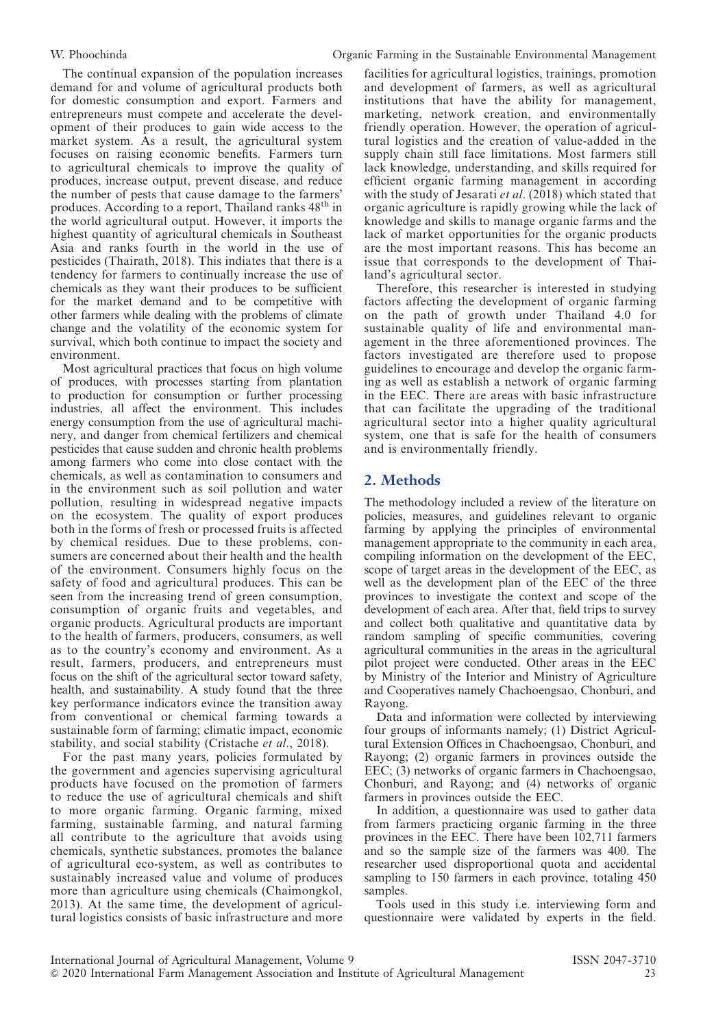The continual expansion of the population increases demand for and volume of agricultural products both for domestic consumption and export. Farmers and entrepreneurs must compete and accelerate the development of their produces to gain wide access to the market system. As a result, the agricultural system focuses on raising economic benefits. Farmers turn to agricultural chemicals to improve the quality of produces, increase output, prevent disease, and reduce the number of pests that cause damage to the farmers' produces. According to a report, Thailand ranks 48th in the world agricultural output. However, it imports the highest quantity of agricultural chemicals in Southeast Asia and ranks fourth in the world in the use of pesticides (Thairath, 2018). This indiates that there is a tendency for farmers to continually increase the use of chemicals as they want their produces to be sufficient for the market demand and to be competitive with other farmers while dealing with the problems of climate change and the volatility of the economic system for survival, which both continue to impact the society and environment.

Most agricultural practices that focus on high volume of produces, with processes starting from plantation to production for consumption or further processing industries, all affect the environment. This includes energy consumption from the use of agricultural machinery, and danger from chemical fertilizers and chemical pesticides that cause sudden and chronic health problems among farmers who come into close contact with the chemicals, as well as contamination to consumers and in the environment such as soil pollution and water pollution, resulting in widespread negative impacts on the ecosystem. The quality of export produces both in the forms of fresh or processed fruits is affected by chemical residues. Due to these problems, consumers are concerned about their health and the health of the environment. Consumers highly focus on the safety of food and agricultural produces. This can be seen from the increasing trend of green consumption, consumption of organic fruits and vegetables, and organic products. Agricultural products are important to the health of farmers, producers, consumers, as well as to the country's economy and environment. As a result, farmers, producers, and entrepreneurs must focus on the shift of the agricultural sector toward safety, health, and sustainability. A study found that the three key performance indicators evince the transition away from conventional or chemical farming towards a sustainable form of farming; climatic impact, economic stability, and social stability (Cristache *et al*., 2018).

For the past many years, policies formulated by the government and agencies supervising agricultural products have focused on the promotion of farmers to reduce the use of agricultural chemicals and shift to more organic farming. Organic farming, mixed farming, sustainable farming, and natural farming all contribute to the agriculture that avoids using chemicals, synthetic substances, promotes the balance of agricultural eco-system, as well as contributes to sustainably increased value and volume of produces more than agriculture using chemicals (Chaimongkol, 2013). At the same time, the development of agricultural logistics consists of basic infrastructure and more facilities for agricultural logistics, trainings, promotion and development of farmers, as well as agricultural institutions that have the ability for management, marketing, network creation, and environmentally friendly operation. However, the operation of agricultural logistics and the creation of value-added in the supply chain still face limitations. Most farmers still lack knowledge, understanding, and skills required for efficient organic farming management in according with the study of Jesarati *et al*. (2018) which stated that organic agriculture is rapidly growing while the lack of knowledge and skills to manage organic farms and the lack of market opportunities for the organic products are the most important reasons. This has become an issue that corresponds to the development of Thailand's agricultural sector.

Therefore, this researcher is interested in studying factors affecting the development of organic farming on the path of growth under Thailand 4.0 for sustainable quality of life and environmental management in the three aforementioned provinces. The factors investigated are therefore used to propose guidelines to encourage and develop the organic farming as well as establish a network of organic farming in the EEC. There are areas with basic infrastructure that can facilitate the upgrading of the traditional agricultural sector into a higher quality agricultural system, one that is safe for the health of consumers and is environmentally friendly.

## 2. Methods

The methodology included a review of the literature on policies, measures, and guidelines relevant to organic farming by applying the principles of environmental management appropriate to the community in each area, compiling information on the development of the EEC, scope of target areas in the development of the EEC, as well as the development plan of the EEC of the three provinces to investigate the context and scope of the development of each area. After that, field trips to survey and collect both qualitative and quantitative data by random sampling of specific communities, covering agricultural communities in the areas in the agricultural pilot project were conducted. Other areas in the EEC by Ministry of the Interior and Ministry of Agriculture and Cooperatives namely Chachoengsao, Chonburi, and Rayong.

Data and information were collected by interviewing four groups of informants namely; (1) District Agricultural Extension Offices in Chachoengsao, Chonburi, and Rayong; (2) organic farmers in provinces outside the EEC; (3) networks of organic farmers in Chachoengsao, Chonburi, and Rayong; and (4) networks of organic farmers in provinces outside the EEC.

In addition, a questionnaire was used to gather data from farmers practicing organic farming in the three provinces in the EEC. There have been 102,711 farmers and so the sample size of the farmers was 400. The researcher used disproportional quota and accidental sampling to 150 farmers in each province, totaling 450 samples.

Tools used in this study i.e. interviewing form and questionnaire were validated by experts in the field.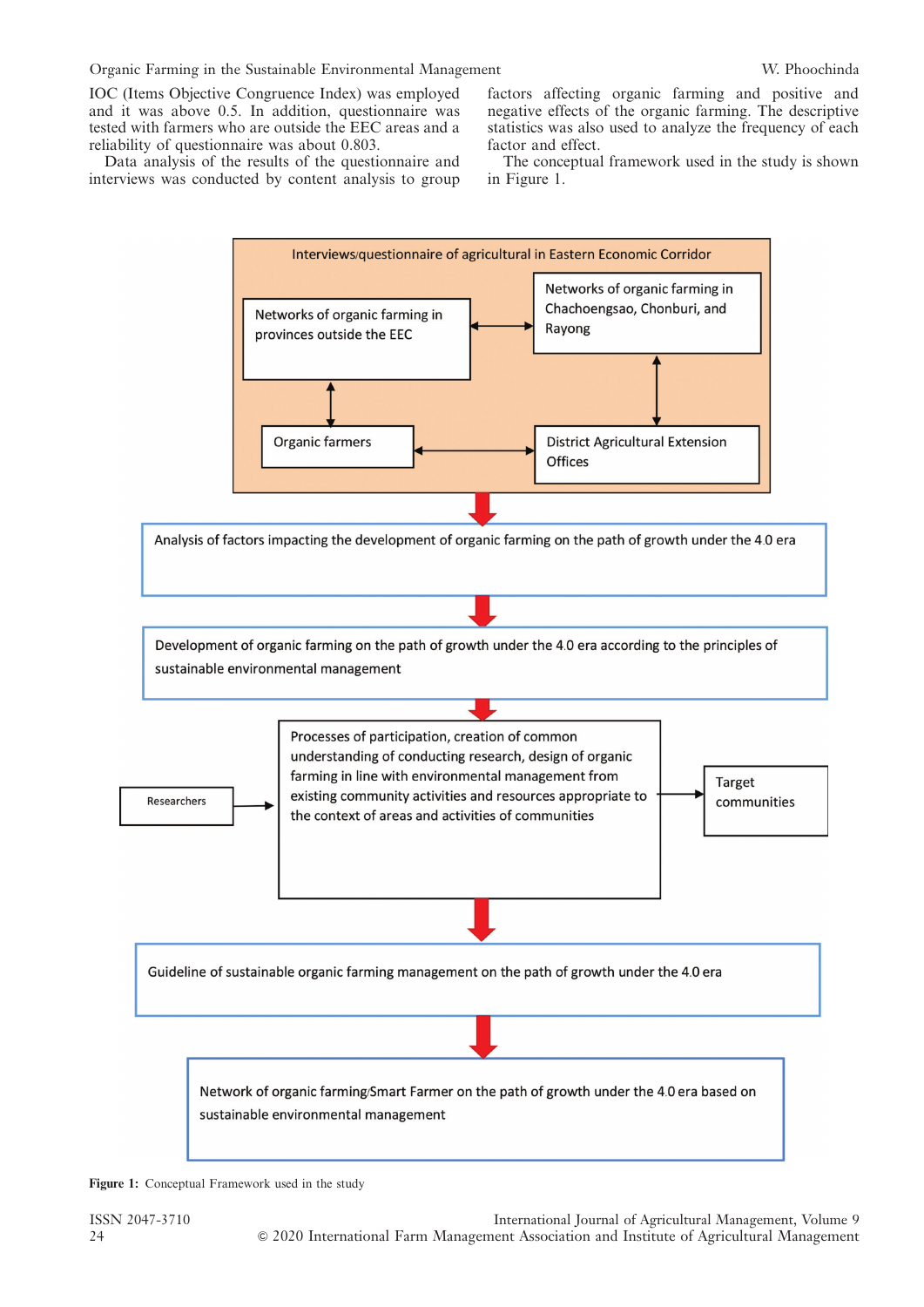IOC (Items Objective Congruence Index) was employed and it was above 0.5. In addition, questionnaire was tested with farmers who are outside the EEC areas and a reliability of questionnaire was about 0.803.

Data analysis of the results of the questionnaire and interviews was conducted by content analysis to group factors affecting organic farming and positive and negative effects of the organic farming. The descriptive statistics was also used to analyze the frequency of each factor and effect.

The conceptual framework used in the study is shown in Figure 1.

Interviews/questionnaire of agricultural in Eastern Economic Corridor

Networks of organic farming in provinces outside the EEC

Networks of organic farming in Chachoengsao, Chonburi, and Rayong

Organic farmers

District Agricultural Extension Offices

Analysis of factors impacting the development of organic farming on the path of growth under the 4.0 era

Development of organic farming on the path of growth under the 4.0 era according to the principles of sustainable environmental management

Researchers

Processes of participation, creation of common understanding of conducting research, design of organic farming in line with environmental management from existing community activities and resources appropriate to the context of areas and activities of communities

Target communities

Guideline of sustainable organic farming management on the path of growth under the 4.0 era

Network of organic farming/Smart Farmer on the path of growth under the 4.0 era based on sustainable environmental management

**Figure 1:** Conceptual Framework used in the study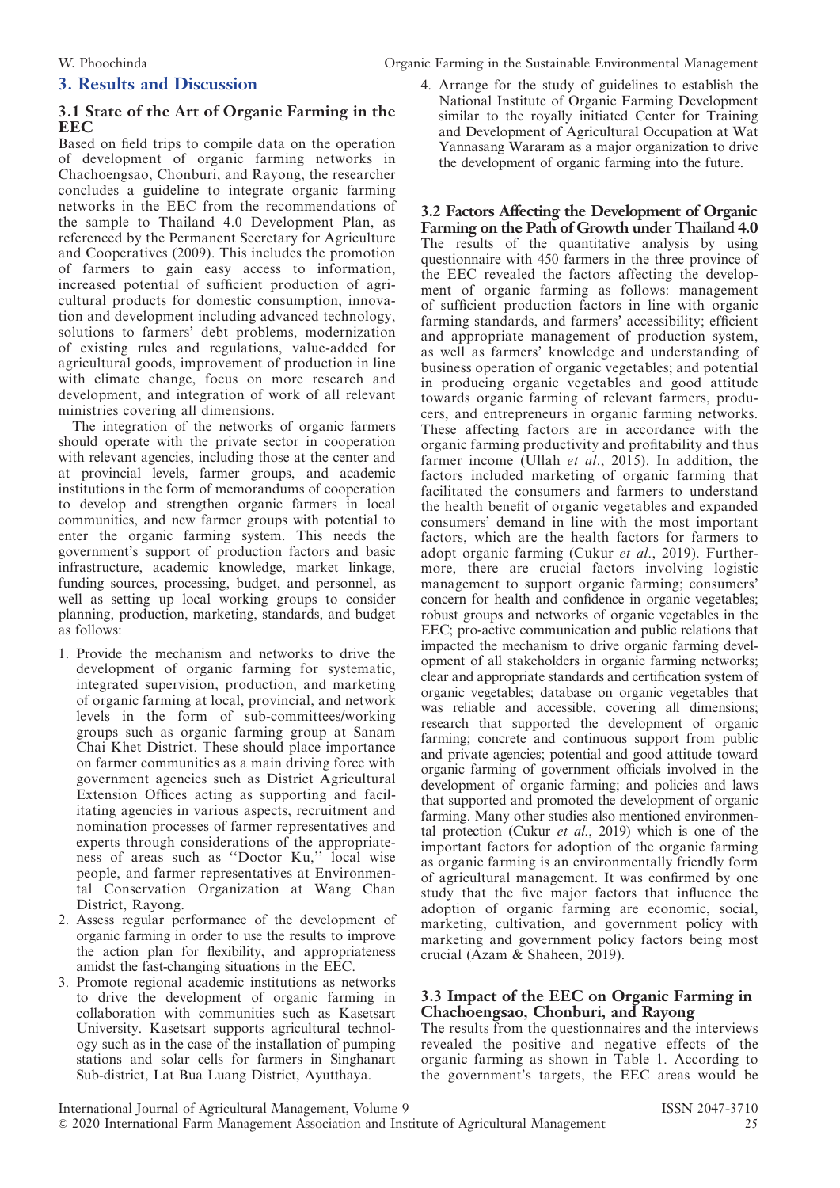## 3. Results and Discussion

### 3.1 State of the Art of Organic Farming in the EEC

Based on field trips to compile data on the operation of development of organic farming networks in Chachoengsao, Chonburi, and Rayong, the researcher concludes a guideline to integrate organic farming networks in the EEC from the recommendations of the sample to Thailand 4.0 Development Plan, as referenced by the Permanent Secretary for Agriculture and Cooperatives (2009). This includes the promotion of farmers to gain easy access to information, increased potential of sufficient production of agricultural products for domestic consumption, innovation and development including advanced technology, solutions to farmers' debt problems, modernization of existing rules and regulations, value-added for agricultural goods, improvement of production in line with climate change, focus on more research and development, and integration of work of all relevant ministries covering all dimensions.

The integration of the networks of organic farmers should operate with the private sector in cooperation with relevant agencies, including those at the center and at provincial levels, farmer groups, and academic institutions in the form of memorandums of cooperation to develop and strengthen organic farmers in local communities, and new farmer groups with potential to enter the organic farming system. This needs the government's support of production factors and basic infrastructure, academic knowledge, market linkage, funding sources, processing, budget, and personnel, as well as setting up local working groups to consider planning, production, marketing, standards, and budget as follows:

1. Provide the mechanism and networks to drive the development of organic farming for systematic, integrated supervision, production, and marketing of organic farming at local, provincial, and network levels in the form of sub-committees/working groups such as organic farming group at Sanam Chai Khet District. These should place importance on farmer communities as a main driving force with government agencies such as District Agricultural Extension Offices acting as supporting and facilitating agencies in various aspects, recruitment and nomination processes of farmer representatives and experts through considerations of the appropriateness of areas such as "Doctor Ku," local wise people, and farmer representatives at Environmental Conservation Organization at Wang Chan District, Rayong.
2. Assess regular performance of the development of organic farming in order to use the results to improve the action plan for flexibility, and appropriateness amidst the fast-changing situations in the EEC.
3. Promote regional academic institutions as networks to drive the development of organic farming in collaboration with communities such as Kasetsart University. Kasetsart supports agricultural technology such as in the case of the installation of pumping stations and solar cells for farmers in Singhanart Sub-district, Lat Bua Luang District, Ayutthaya.
4. Arrange for the study of guidelines to establish the National Institute of Organic Farming Development similar to the royally initiated Center for Training and Development of Agricultural Occupation at Wat Yannasang Wararam as a major organization to drive the development of organic farming into the future.

### 3.2 Factors Affecting the Development of Organic Farming on the Path of Growth under Thailand 4.0

The results of the quantitative analysis by using questionnaire with 450 farmers in the three province of the EEC revealed the factors affecting the development of organic farming as follows: management of sufficient production factors in line with organic farming standards, and farmers' accessibility; efficient and appropriate management of production system, as well as farmers' knowledge and understanding of business operation of organic vegetables; and potential in producing organic vegetables and good attitude towards organic farming of relevant farmers, producers, and entrepreneurs in organic farming networks. These affecting factors are in accordance with the organic farming productivity and profitability and thus farmer income (Ullah *et al*., 2015). In addition, the factors included marketing of organic farming that facilitated the consumers and farmers to understand the health benefit of organic vegetables and expanded consumers' demand in line with the most important factors, which are the health factors for farmers to adopt organic farming (Cukur *et al*., 2019). Furthermore, there are crucial factors involving logistic management to support organic farming; consumers' concern for health and confidence in organic vegetables; robust groups and networks of organic vegetables in the EEC; pro-active communication and public relations that impacted the mechanism to drive organic farming development of all stakeholders in organic farming networks; clear and appropriate standards and certification system of organic vegetables; database on organic vegetables that was reliable and accessible, covering all dimensions; research that supported the development of organic farming; concrete and continuous support from public and private agencies; potential and good attitude toward organic farming of government officials involved in the development of organic farming; and policies and laws that supported and promoted the development of organic farming. Many other studies also mentioned environmental protection (Cukur *et al*., 2019) which is one of the important factors for adoption of the organic farming as organic farming is an environmentally friendly form of agricultural management. It was confirmed by one study that the five major factors that influence the adoption of organic farming are economic, social, marketing, cultivation, and government policy with marketing and government policy factors being most crucial (Azam & Shaheen, 2019).

### 3.3 Impact of the EEC on Organic Farming in Chachoengsao, Chonburi, and Rayong

The results from the questionnaires and the interviews revealed the positive and negative effects of the organic farming as shown in Table 1. According to the government's targets, the EEC areas would be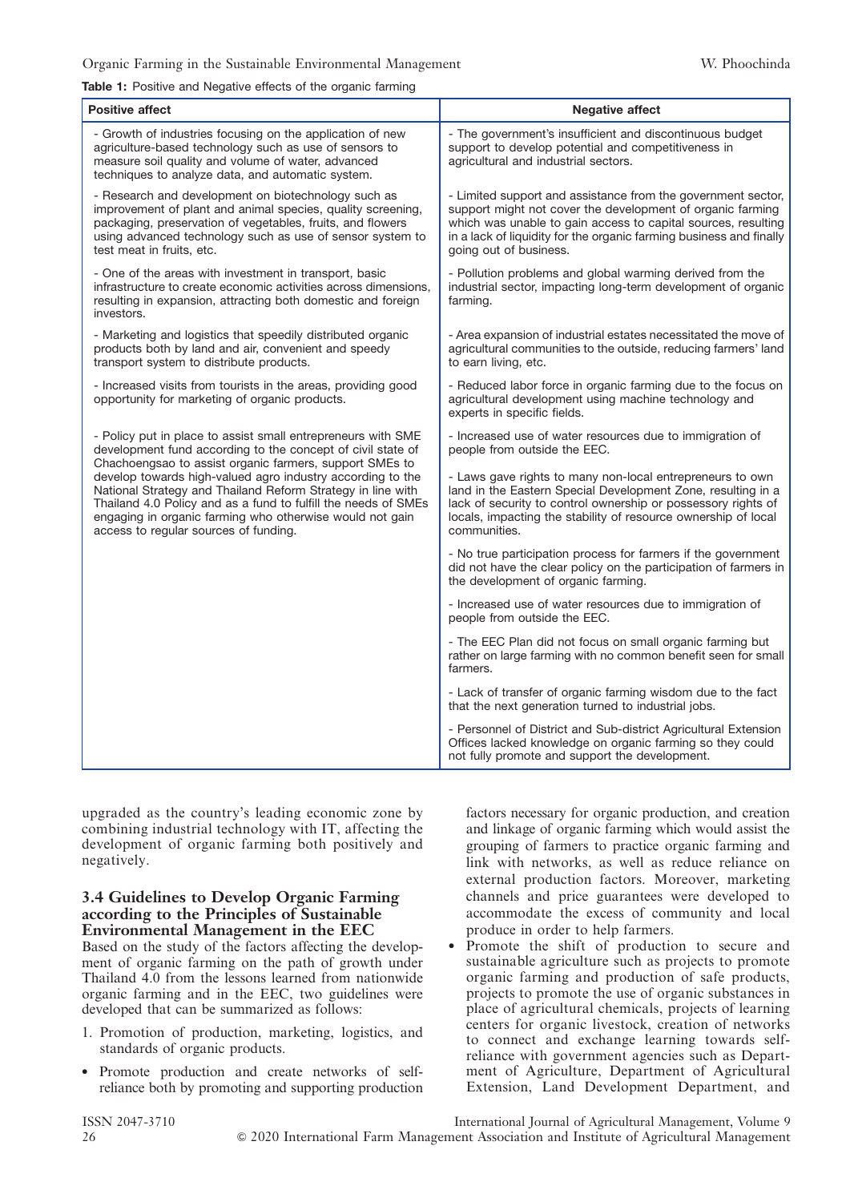**Table 1:** Positive and Negative effects of the organic farming

| Positive affect | Negative affect |
|---|---|
| - Growth of industries focusing on the application of new agriculture-based technology such as use of sensors to measure soil quality and volume of water, advanced techniques to analyze data, and automatic system. | - The government's insufficient and discontinuous budget support to develop potential and competitiveness in agricultural and industrial sectors. |
| - Research and development on biotechnology such as improvement of plant and animal species, quality screening, packaging, preservation of vegetables, fruits, and flowers using advanced technology such as use of sensor system to test meat in fruits, etc. | - Limited support and assistance from the government sector, support might not cover the development of organic farming which was unable to gain access to capital sources, resulting in a lack of liquidity for the organic farming business and finally going out of business. |
| - One of the areas with investment in transport, basic infrastructure to create economic activities across dimensions, resulting in expansion, attracting both domestic and foreign investors. | - Pollution problems and global warming derived from the industrial sector, impacting long-term development of organic farming. |
| - Marketing and logistics that speedily distributed organic products both by land and air, convenient and speedy transport system to distribute products. | - Area expansion of industrial estates necessitated the move of agricultural communities to the outside, reducing farmers' land to earn living, etc. |
| - Increased visits from tourists in the areas, providing good opportunity for marketing of organic products. | - Reduced labor force in organic farming due to the focus on agricultural development using machine technology and experts in specific fields. |
| - Policy put in place to assist small entrepreneurs with SME development fund according to the concept of civil state of Chachoengsao to assist organic farmers, support SMEs to develop towards high-valued agro industry according to the National Strategy and Thailand Reform Strategy in line with Thailand 4.0 Policy and as a fund to fulfill the needs of SMEs engaging in organic farming who otherwise would not gain access to regular sources of funding. | - Increased use of water resources due to immigration of people from outside the EEC. |
| | - Laws gave rights to many non-local entrepreneurs to own land in the Eastern Special Development Zone, resulting in a lack of security to control ownership or possessory rights of locals, impacting the stability of resource ownership of local communities. |
| | - No true participation process for farmers if the government did not have the clear policy on the participation of farmers in the development of organic farming. |
| | - Increased use of water resources due to immigration of people from outside the EEC. |
| | - The EEC Plan did not focus on small organic farming but rather on large farming with no common benefit seen for small farmers. |
| | - Lack of transfer of organic farming wisdom due to the fact that the next generation turned to industrial jobs. |
| | - Personnel of District and Sub-district Agricultural Extension Offices lacked knowledge on organic farming so they could not fully promote and support the development. |

upgraded as the country's leading economic zone by combining industrial technology with IT, affecting the development of organic farming both positively and negatively.

### 3.4 Guidelines to Develop Organic Farming according to the Principles of Sustainable Environmental Management in the EEC

Based on the study of the factors affecting the development of organic farming on the path of growth under Thailand 4.0 from the lessons learned from nationwide organic farming and in the EEC, two guidelines were developed that can be summarized as follows:

1. Promotion of production, marketing, logistics, and standards of organic products.

- Promote production and create networks of self-reliance both by promoting and supporting production factors necessary for organic production, and creation and linkage of organic farming which would assist the grouping of farmers to practice organic farming and link with networks, as well as reduce reliance on external production factors. Moreover, marketing channels and price guarantees were developed to accommodate the excess of community and local produce in order to help farmers.
- Promote the shift of production to secure and sustainable agriculture such as projects to promote organic farming and production of safe products, projects to promote the use of organic substances in place of agricultural chemicals, projects of learning centers for organic livestock, creation of networks to connect and exchange learning towards self-reliance with government agencies such as Department of Agriculture, Department of Agricultural Extension, Land Development Department, and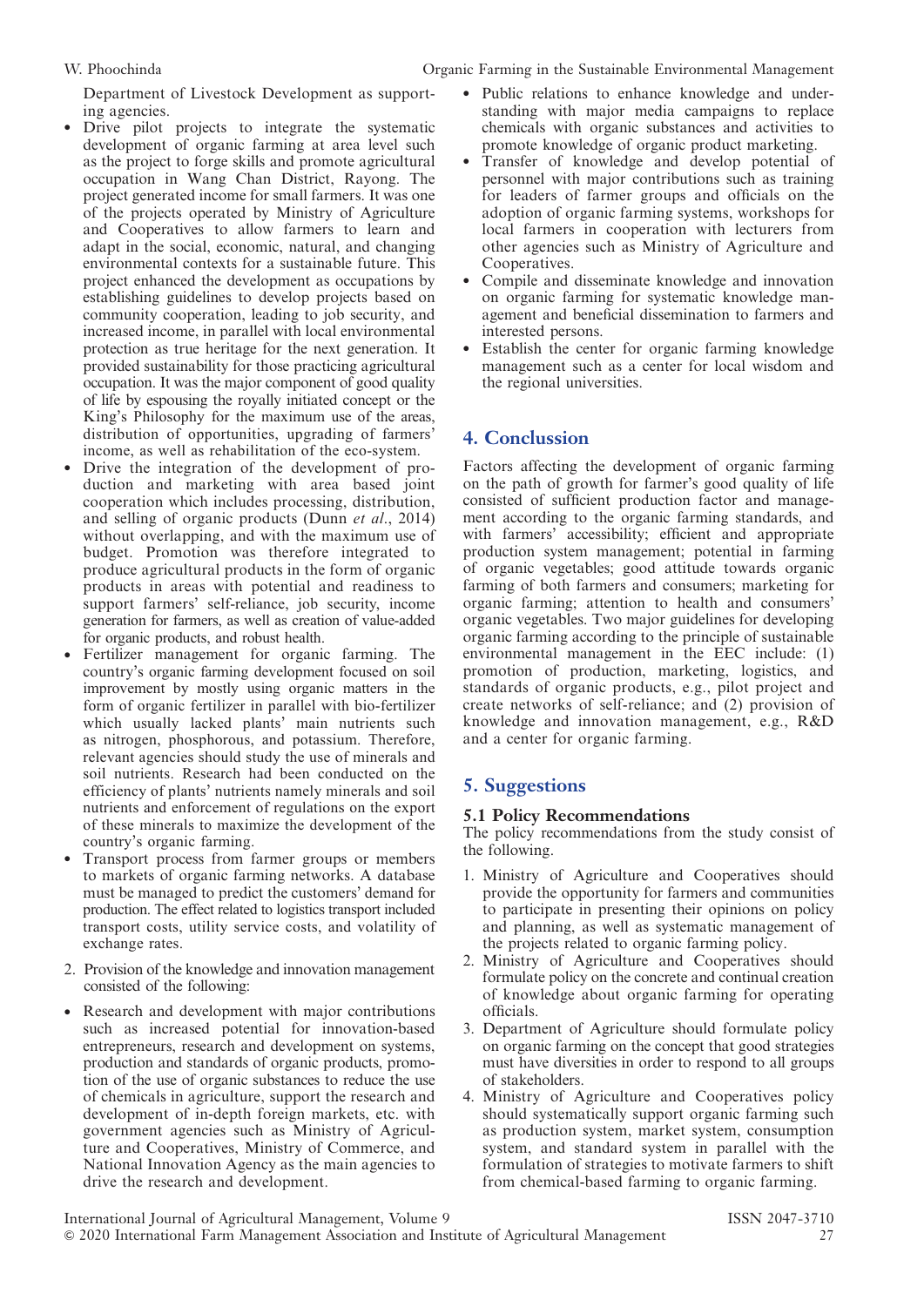Department of Livestock Development as supporting agencies.

- Drive pilot projects to integrate the systematic development of organic farming at area level such as the project to forge skills and promote agricultural occupation in Wang Chan District, Rayong. The project generated income for small farmers. It was one of the projects operated by Ministry of Agriculture and Cooperatives to allow farmers to learn and adapt in the social, economic, natural, and changing environmental contexts for a sustainable future. This project enhanced the development as occupations by establishing guidelines to develop projects based on community cooperation, leading to job security, and increased income, in parallel with local environmental protection as true heritage for the next generation. It provided sustainability for those practicing agricultural occupation. It was the major component of good quality of life by espousing the royally initiated concept or the King's Philosophy for the maximum use of the areas, distribution of opportunities, upgrading of farmers' income, as well as rehabilitation of the eco-system.
- Drive the integration of the development of production and marketing with area based joint cooperation which includes processing, distribution, and selling of organic products (Dunn *et al*., 2014) without overlapping, and with the maximum use of budget. Promotion was therefore integrated to produce agricultural products in the form of organic products in areas with potential and readiness to support farmers' self-reliance, job security, income generation for farmers, as well as creation of value-added for organic products, and robust health.
- Fertilizer management for organic farming. The country's organic farming development focused on soil improvement by mostly using organic matters in the form of organic fertilizer in parallel with bio-fertilizer which usually lacked plants' main nutrients such as nitrogen, phosphorous, and potassium. Therefore, relevant agencies should study the use of minerals and soil nutrients. Research had been conducted on the efficiency of plants' nutrients namely minerals and soil nutrients and enforcement of regulations on the export of these minerals to maximize the development of the country's organic farming.
- Transport process from farmer groups or members to markets of organic farming networks. A database must be managed to predict the customers' demand for production. The effect related to logistics transport included transport costs, utility service costs, and volatility of exchange rates.

2. Provision of the knowledge and innovation management consisted of the following:

- Research and development with major contributions such as increased potential for innovation-based entrepreneurs, research and development on systems, production and standards of organic products, promotion of the use of organic substances to reduce the use of chemicals in agriculture, support the research and development of in-depth foreign markets, etc. with government agencies such as Ministry of Agriculture and Cooperatives, Ministry of Commerce, and National Innovation Agency as the main agencies to drive the research and development.
- Public relations to enhance knowledge and understanding with major media campaigns to replace chemicals with organic substances and activities to promote knowledge of organic product marketing.
- Transfer of knowledge and develop potential of personnel with major contributions such as training for leaders of farmer groups and officials on the adoption of organic farming systems, workshops for local farmers in cooperation with lecturers from other agencies such as Ministry of Agriculture and Cooperatives.
- Compile and disseminate knowledge and innovation on organic farming for systematic knowledge management and beneficial dissemination to farmers and interested persons.
- Establish the center for organic farming knowledge management such as a center for local wisdom and the regional universities.

## 4. Conclusion

Factors affecting the development of organic farming on the path of growth for farmer's good quality of life consisted of sufficient production factor and management according to the organic farming standards, and with farmers' accessibility; efficient and appropriate production system management; potential in farming of organic vegetables; good attitude towards organic farming of both farmers and consumers; marketing for organic farming; attention to health and consumers' organic vegetables. Two major guidelines for developing organic farming according to the principle of sustainable environmental management in the EEC include: (1) promotion of production, marketing, logistics, and standards of organic products, e.g., pilot project and create networks of self-reliance; and (2) provision of knowledge and innovation management, e.g., R&D and a center for organic farming.

## 5. Suggestions

### 5.1 Policy Recommendations

The policy recommendations from the study consist of the following.

1. Ministry of Agriculture and Cooperatives should provide the opportunity for farmers and communities to participate in presenting their opinions on policy and planning, as well as systematic management of the projects related to organic farming policy.
2. Ministry of Agriculture and Cooperatives should formulate policy on the concrete and continual creation of knowledge about organic farming for operating officials.
3. Department of Agriculture should formulate policy on organic farming on the concept that good strategies must have diversities in order to respond to all groups of stakeholders.
4. Ministry of Agriculture and Cooperatives policy should systematically support organic farming such as production system, market system, consumption system, and standard system in parallel with the formulation of strategies to motivate farmers to shift from chemical-based farming to organic farming.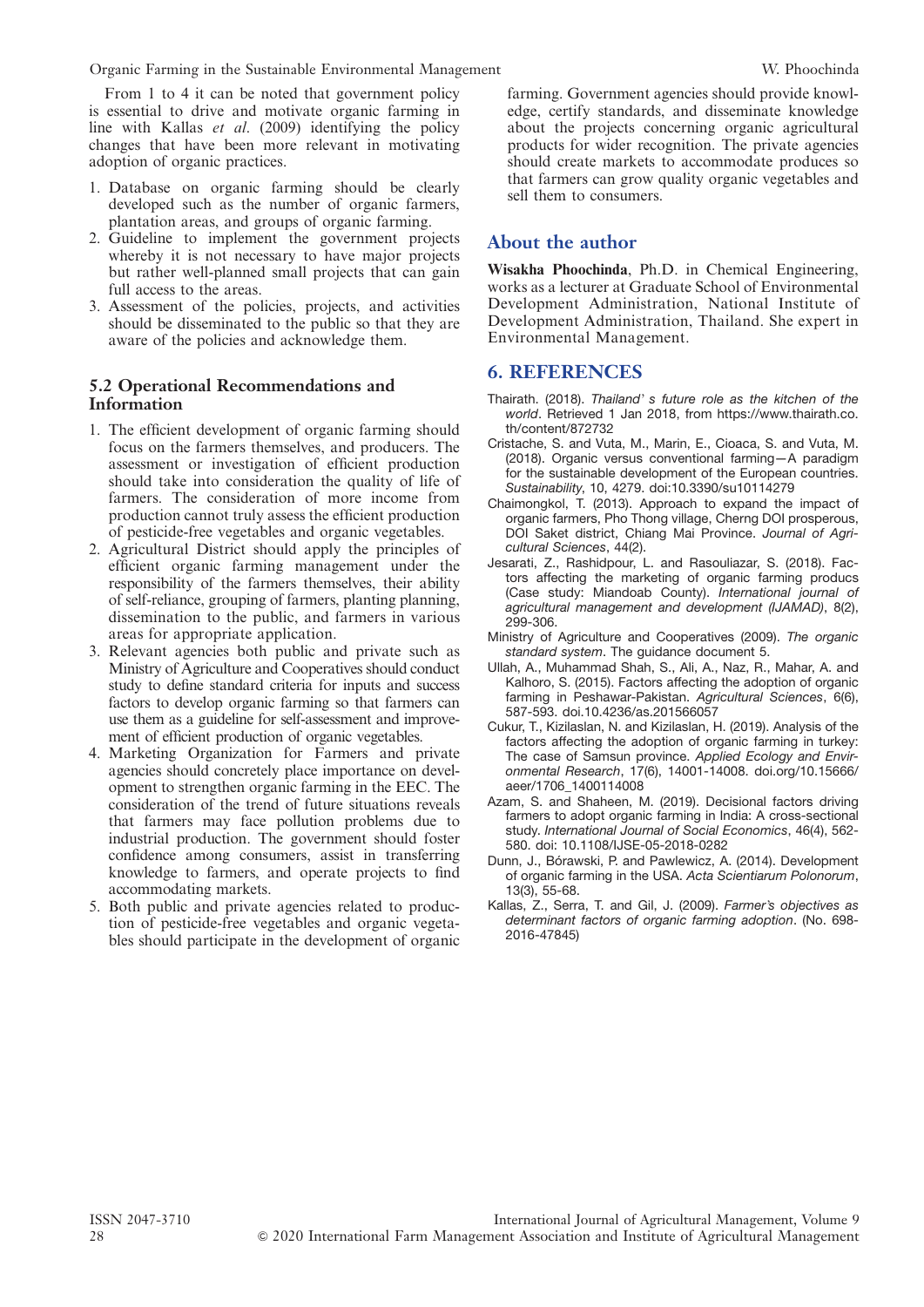From 1 to 4 it can be noted that government policy is essential to drive and motivate organic farming in line with Kallas *et al*. (2009) identifying the policy changes that have been more relevant in motivating adoption of organic practices.

1. Database on organic farming should be clearly developed such as the number of organic farmers, plantation areas, and groups of organic farming.
2. Guideline to implement the government projects whereby it is not necessary to have major projects but rather well-planned small projects that can gain full access to the areas.
3. Assessment of the policies, projects, and activities should be disseminated to the public so that they are aware of the policies and acknowledge them.

### 5.2 Operational Recommendations and Information

1. The efficient development of organic farming should focus on the farmers themselves, and producers. The assessment or investigation of efficient production should take into consideration the quality of life of farmers. The consideration of more income from production cannot truly assess the efficient production of pesticide-free vegetables and organic vegetables.
2. Agricultural District should apply the principles of efficient organic farming management under the responsibility of the farmers themselves, their ability of self-reliance, grouping of farmers, planting planning, dissemination to the public, and farmers in various areas for appropriate application.
3. Relevant agencies both public and private such as Ministry of Agriculture and Cooperatives should conduct study to define standard criteria for inputs and success factors to develop organic farming so that farmers can use them as a guideline for self-assessment and improvement of efficient production of organic vegetables.
4. Marketing Organization for Farmers and private agencies should concretely place importance on development to strengthen organic farming in the EEC. The consideration of the trend of future situations reveals that farmers may face pollution problems due to industrial production. The government should foster confidence among consumers, assist in transferring knowledge to farmers, and operate projects to find accommodating markets.
5. Both public and private agencies related to production of pesticide-free vegetables and organic vegetables should participate in the development of organic farming. Government agencies should provide knowledge, certify standards, and disseminate knowledge about the projects concerning organic agricultural products for wider recognition. The private agencies should create markets to accommodate produces so that farmers can grow quality organic vegetables and sell them to consumers.

## About the author

**Wisakha Phoochinda**, Ph.D. in Chemical Engineering, works as a lecturer at Graduate School of Environmental Development Administration, National Institute of Development Administration, Thailand. She expert in Environmental Management.

## 6. REFERENCES

Thairath. (2018). *Thailand' s future role as the kitchen of the world*. Retrieved 1 Jan 2018, from https://www.thairath.co.th/content/872732

Cristache, S. and Vuta, M., Marin, E., Cioaca, S. and Vuta, M. (2018). Organic versus conventional farming—A paradigm for the sustainable development of the European countries. *Sustainability*, 10, 4279. doi:10.3390/su10114279

Chaimongkol, T. (2013). Approach to expand the impact of organic farmers, Pho Thong village, Cherng DOI prosperous, DOI Saket district, Chiang Mai Province. *Journal of Agricultural Sciences*, 44(2).

Jesarati, Z., Rashidpour, L. and Rasouliazar, S. (2018). Factors affecting the marketing of organic farming producs (Case study: Miandoab County). *International journal of agricultural management and development (IJAMAD)*, 8(2), 299-306.

Ministry of Agriculture and Cooperatives (2009). *The organic standard system*. The guidance document 5.

Ullah, A., Muhammad Shah, S., Ali, A., Naz, R., Mahar, A. and Kalhoro, S. (2015). Factors affecting the adoption of organic farming in Peshawar-Pakistan. *Agricultural Sciences*, 6(6), 587-593. doi.10.4236/as.201566057

Cukur, T., Kizilaslan, N. and Kizilaslan, H. (2019). Analysis of the factors affecting the adoption of organic farming in turkey: The case of Samsun province. *Applied Ecology and Environmental Research*, 17(6), 14001-14008. doi.org/10.15666/aeer/1706_1400114008

Azam, S. and Shaheen, M. (2019). Decisional factors driving farmers to adopt organic farming in India: A cross-sectional study. *International Journal of Social Economics*, 46(4), 562-580. doi: 10.1108/IJSE-05-2018-0282

Dunn, J., Bórawski, P. and Pawlewicz, A. (2014). Development of organic farming in the USA. *Acta Scientiarum Polonorum*, 13(3), 55-68.

Kallas, Z., Serra, T. and Gil, J. (2009). *Farmer's objectives as determinant factors of organic farming adoption*. (No. 698-2016-47845)